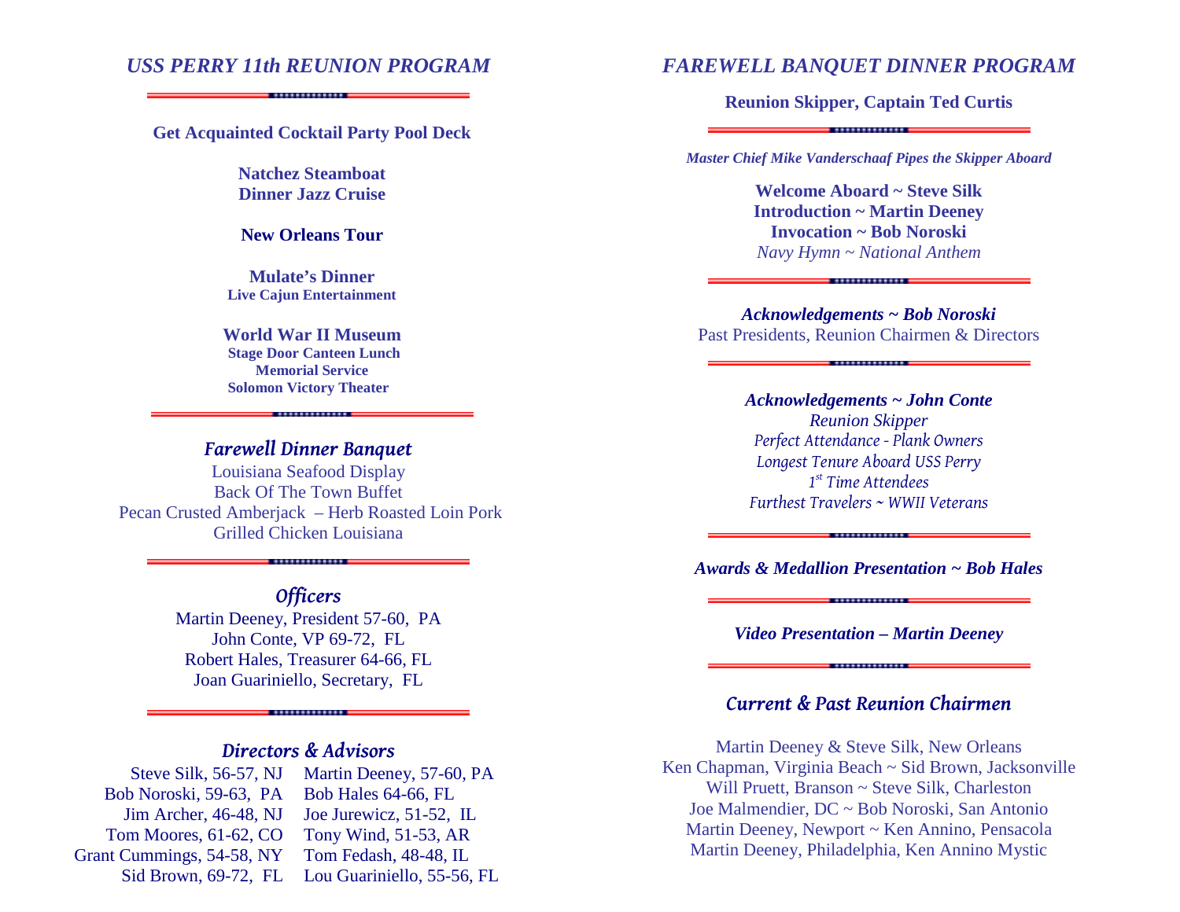# *USS PERRY 11th REUNION PROGRAM*

**Get Acquainted Cocktail Party Pool Deck**

**Natchez Steamboat**
**Dinner Jazz Cruise**

**New Orleans Tour**

**Mulate's Dinner**
**Live Cajun Entertainment**

**World War II Museum**
**Stage Door Canteen Lunch**
**Memorial Service**
**Solomon Victory Theater**

## *Farewell Dinner Banquet*

Louisiana Seafood Display
Back Of The Town Buffet
Pecan Crusted Amberjack – Herb Roasted Loin Pork
Grilled Chicken Louisiana

## *Officers*

Martin Deeney, President 57-60, PA
John Conte, VP 69-72, FL
Robert Hales, Treasurer 64-66, FL
Joan Guariniello, Secretary, FL

## *Directors & Advisors*

| | |
|---|---|
| Steve Silk, 56-57, NJ | Martin Deeney, 57-60, PA |
| Bob Noroski, 59-63, PA | Bob Hales 64-66, FL |
| Jim Archer, 46-48, NJ | Joe Jurewicz, 51-52, IL |
| Tom Moores, 61-62, CO | Tony Wind, 51-53, AR |
| Grant Cummings, 54-58, NY | Tom Fedash, 48-48, IL |
| Sid Brown, 69-72, FL | Lou Guariniello, 55-56, FL |

# *FAREWELL BANQUET DINNER PROGRAM*

**Reunion Skipper, Captain Ted Curtis**

***Master Chief Mike Vanderschaaf Pipes the Skipper Aboard***

**Welcome Aboard ~ Steve Silk**
**Introduction ~ Martin Deeney**
**Invocation ~ Bob Noroski**
*Navy Hymn ~ National Anthem*

***Acknowledgements ~ Bob Noroski***
Past Presidents, Reunion Chairmen & Directors

***Acknowledgements ~ John Conte***
*Reunion Skipper*
*Perfect Attendance - Plank Owners*
*Longest Tenure Aboard USS Perry*
*1st Time Attendees*
*Furthest Travelers ~ WWII Veterans*

***Awards & Medallion Presentation ~ Bob Hales***

***Video Presentation – Martin Deeney***

## *Current & Past Reunion Chairmen*

Martin Deeney & Steve Silk, New Orleans
Ken Chapman, Virginia Beach ~ Sid Brown, Jacksonville
Will Pruett, Branson ~ Steve Silk, Charleston
Joe Malmendier, DC ~ Bob Noroski, San Antonio
Martin Deeney, Newport ~ Ken Annino, Pensacola
Martin Deeney, Philadelphia, Ken Annino Mystic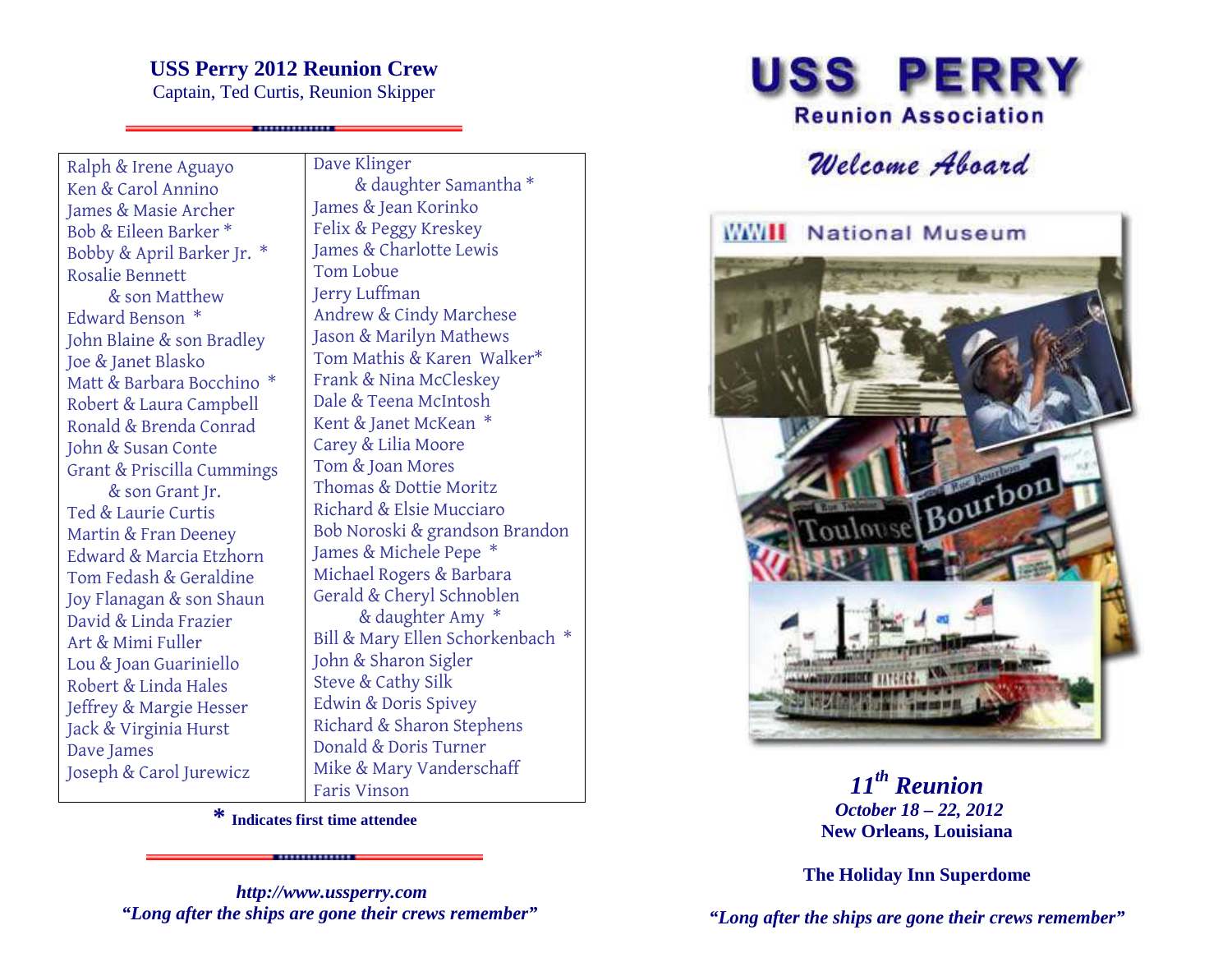## USS Perry 2012 Reunion Crew

Captain, Ted Curtis, Reunion Skipper

Ralph & Irene Aguayo
Ken & Carol Annino
James & Masie Archer
Bob & Eileen Barker *
Bobby & April Barker Jr. *
Rosalie Bennett
& son Matthew
Edward Benson *
John Blaine & son Bradley
Joe & Janet Blasko
Matt & Barbara Bocchino *
Robert & Laura Campbell
Ronald & Brenda Conrad
John & Susan Conte
Grant & Priscilla Cummings
& son Grant Jr.
Ted & Laurie Curtis
Martin & Fran Deeney
Edward & Marcia Etzhorn
Tom Fedash & Geraldine
Joy Flanagan & son Shaun
David & Linda Frazier
Art & Mimi Fuller
Lou & Joan Guariniello
Robert & Linda Hales
Jeffrey & Margie Hesser
Jack & Virginia Hurst
Dave James
Joseph & Carol Jurewicz
Dave Klinger
& daughter Samantha *
James & Jean Korinko
Felix & Peggy Kreskey
James & Charlotte Lewis
Tom Lobue
Jerry Luffman
Andrew & Cindy Marchese
Jason & Marilyn Mathews
Tom Mathis & Karen Walker*
Frank & Nina McCleskey
Dale & Teena McIntosh
Kent & Janet McKean *
Carey & Lilia Moore
Tom & Joan Mores
Thomas & Dottie Moritz
Richard & Elsie Mucciaro
Bob Noroski & grandson Brandon
James & Michele Pepe *
Michael Rogers & Barbara
Gerald & Cheryl Schnoblen
& daughter Amy *
Bill & Mary Ellen Schorkenbach *
John & Sharon Sigler
Steve & Cathy Silk
Edwin & Doris Spivey
Richard & Sharon Stephens
Donald & Doris Turner
Mike & Mary Vanderschaff
Faris Vinson

**\* Indicates first time attendee**

*http://www.ussperry.com*

***"Long after the ships are gone their crews remember"***

# USS PERRY

**Reunion Association**

*Welcome Aboard*

WWII National Museum

***11th Reunion***

***October 18 – 22, 2012***

**New Orleans, Louisiana**

**The Holiday Inn Superdome**

***"Long after the ships are gone their crews remember"***